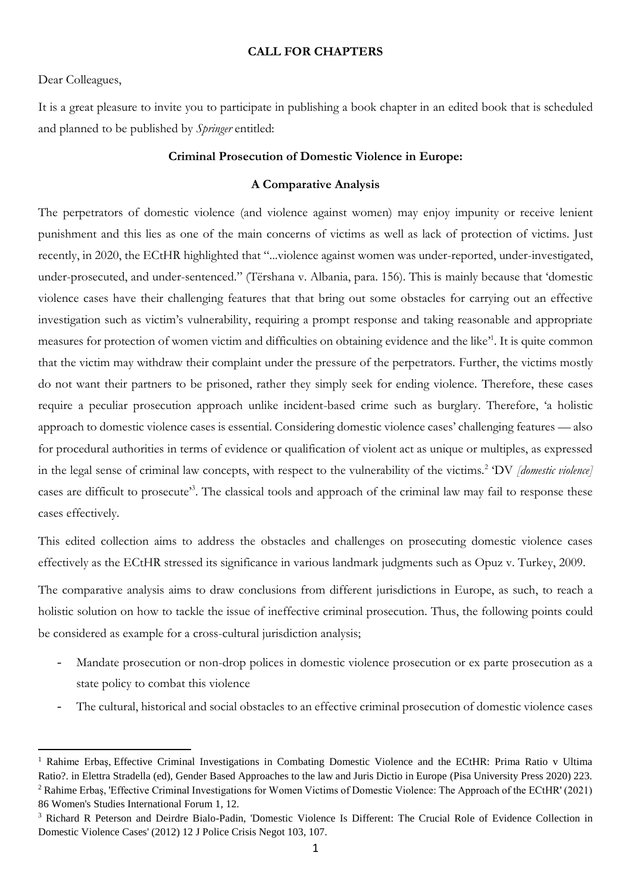**CALL FOR CHAPTERS**

Dear Colleagues,

It is a great pleasure to invite you to participate in publishing a book chapter in an edited book that is scheduled and planned to be published by *Springer* entitled:

**Criminal Prosecution of Domestic Violence in Europe:**

**A Comparative Analysis**

The perpetrators of domestic violence (and violence against women) may enjoy impunity or receive lenient punishment and this lies as one of the main concerns of victims as well as lack of protection of victims. Just recently, in 2020, the ECtHR highlighted that "...violence against women was under-reported, under-investigated, under-prosecuted, and under-sentenced." (Tërshana v. Albania, para. 156). This is mainly because that 'domestic violence cases have their challenging features that that bring out some obstacles for carrying out an effective investigation such as victim's vulnerability, requiring a prompt response and taking reasonable and appropriate measures for protection of women victim and difficulties on obtaining evidence and the like'[1]. It is quite common that the victim may withdraw their complaint under the pressure of the perpetrators. Further, the victims mostly do not want their partners to be prisoned, rather they simply seek for ending violence. Therefore, these cases require a peculiar prosecution approach unlike incident-based crime such as burglary. Therefore, 'a holistic approach to domestic violence cases is essential. Considering domestic violence cases' challenging features — also for procedural authorities in terms of evidence or qualification of violent act as unique or multiples, as expressed in the legal sense of criminal law concepts, with respect to the vulnerability of the victims.[2] 'DV *[domestic violence]* cases are difficult to prosecute'[3]. The classical tools and approach of the criminal law may fail to response these cases effectively.

This edited collection aims to address the obstacles and challenges on prosecuting domestic violence cases effectively as the ECtHR stressed its significance in various landmark judgments such as Opuz v. Turkey, 2009.

The comparative analysis aims to draw conclusions from different jurisdictions in Europe, as such, to reach a holistic solution on how to tackle the issue of ineffective criminal prosecution. Thus, the following points could be considered as example for a cross-cultural jurisdiction analysis;

- Mandate prosecution or non-drop polices in domestic violence prosecution or ex parte prosecution as a state policy to combat this violence
- The cultural, historical and social obstacles to an effective criminal prosecution of domestic violence cases

---

[1] Rahime Erbaş, Effective Criminal Investigations in Combating Domestic Violence and the ECtHR: Prima Ratio v Ultima Ratio?. in Elettra Stradella (ed), Gender Based Approaches to the law and Juris Dictio in Europe (Pisa University Press 2020) 223.

[2] Rahime Erbaş, 'Effective Criminal Investigations for Women Victims of Domestic Violence: The Approach of the ECtHR' (2021) 86 Women's Studies International Forum 1, 12.

[3] Richard R Peterson and Deirdre Bialo-Padin, 'Domestic Violence Is Different: The Crucial Role of Evidence Collection in Domestic Violence Cases' (2012) 12 J Police Crisis Negot 103, 107.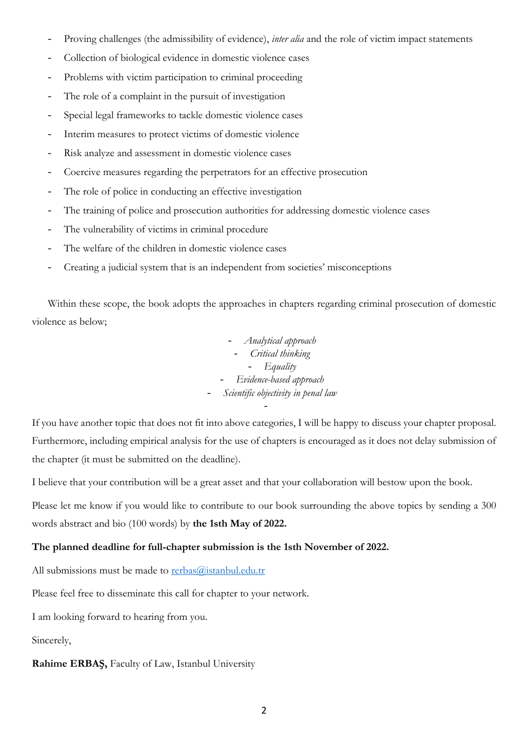- Proving challenges (the admissibility of evidence), *inter alia* and the role of victim impact statements
- Collection of biological evidence in domestic violence cases
- Problems with victim participation to criminal proceeding
- The role of a complaint in the pursuit of investigation
- Special legal frameworks to tackle domestic violence cases
- Interim measures to protect victims of domestic violence
- Risk analyze and assessment in domestic violence cases
- Coercive measures regarding the perpetrators for an effective prosecution
- The role of police in conducting an effective investigation
- The training of police and prosecution authorities for addressing domestic violence cases
- The vulnerability of victims in criminal procedure
- The welfare of the children in domestic violence cases
- Creating a judicial system that is an independent from societies' misconceptions

Within these scope, the book adopts the approaches in chapters regarding criminal prosecution of domestic violence as below;

- *Analytical approach*
- *Critical thinking*
- *Equality*
- *Evidence-based approach*
- *Scientific objectivity in penal law*

If you have another topic that does not fit into above categories, I will be happy to discuss your chapter proposal. Furthermore, including empirical analysis for the use of chapters is encouraged as it does not delay submission of the chapter (it must be submitted on the deadline).

I believe that your contribution will be a great asset and that your collaboration will bestow upon the book.

Please let me know if you would like to contribute to our book surrounding the above topics by sending a 300 words abstract and bio (100 words) by **the 1th May of 2022.**

**The planned deadline for full-chapter submission is the 1sth November of 2022.**

All submissions must be made to rerbas@istanbul.edu.tr

Please feel free to disseminate this call for chapter to your network.

I am looking forward to hearing from you.

Sincerely,

**Rahime ERBAŞ,** Faculty of Law, Istanbul University